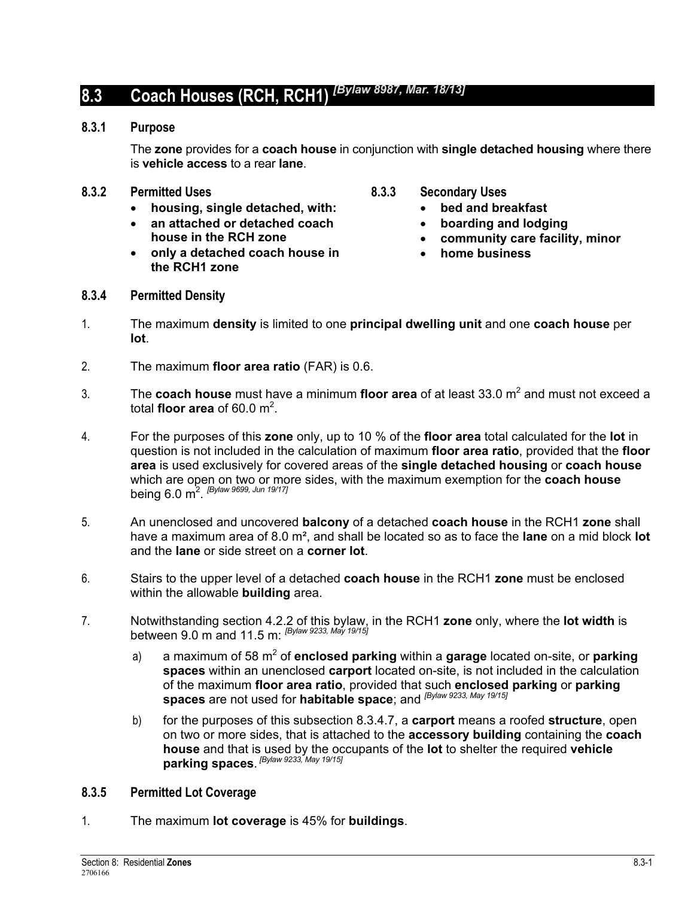# 8.3 Coach Houses (RCH, RCH1) *[Bylaw 8987, Mar. 18/13]*

### 8.3.1 Purpose

The **zone** provides for a **coach house** in conjunction with **single detached housing** where there is **vehicle access** to a rear **lane**.

### 8.3.2 Permitted Uses

- **housing, single detached, with:**
- **an attached or detached coach house in the RCH zone**
- **only a detached coach house in the RCH1 zone**

### 8.3.3 Secondary Uses

- **bed and breakfast**
- **boarding and lodging**
- **community care facility, minor**
- **home business**

### 8.3.4 Permitted Density

1. The maximum **density** is limited to one **principal dwelling unit** and one **coach house** per **lot**.

2. The maximum **floor area ratio** (FAR) is 0.6.

3. The **coach house** must have a minimum **floor area** of at least 33.0 $m^2$ and must not exceed a total **floor area** of 60.0 $m^2$.

4. For the purposes of this **zone** only, up to 10 % of the **floor area** total calculated for the **lot** in question is not included in the calculation of maximum **floor area ratio**, provided that the **floor area** is used exclusively for covered areas of the **single detached housing** or **coach house** which are open on two or more sides, with the maximum exemption for the **coach house** being 6.0 $m^2$. *[Bylaw 9699, Jun 19/17]*

5. An unenclosed and uncovered **balcony** of a detached **coach house** in the RCH1 **zone** shall have a maximum area of 8.0 m², and shall be located so as to face the **lane** on a mid block **lot** and the **lane** or side street on a **corner lot**.

6. Stairs to the upper level of a detached **coach house** in the RCH1 **zone** must be enclosed within the allowable **building** area.

7. Notwithstanding section 4.2.2 of this bylaw, in the RCH1 **zone** only, where the **lot width** is between 9.0 m and 11.5 m: *[Bylaw 9233, May 19/15]*

   a) a maximum of 58 $m^2$ of **enclosed parking** within a **garage** located on-site, or **parking spaces** within an unenclosed **carport** located on-site, is not included in the calculation of the maximum **floor area ratio**, provided that such **enclosed parking** or **parking spaces** are not used for **habitable space**; and *[Bylaw 9233, May 19/15]*

   b) for the purposes of this subsection 8.3.4.7, a **carport** means a roofed **structure**, open on two or more sides, that is attached to the **accessory building** containing the **coach house** and that is used by the occupants of the **lot** to shelter the required **vehicle parking spaces**. *[Bylaw 9233, May 19/15]*

### 8.3.5 Permitted Lot Coverage

1. The maximum **lot coverage** is 45% for **buildings**.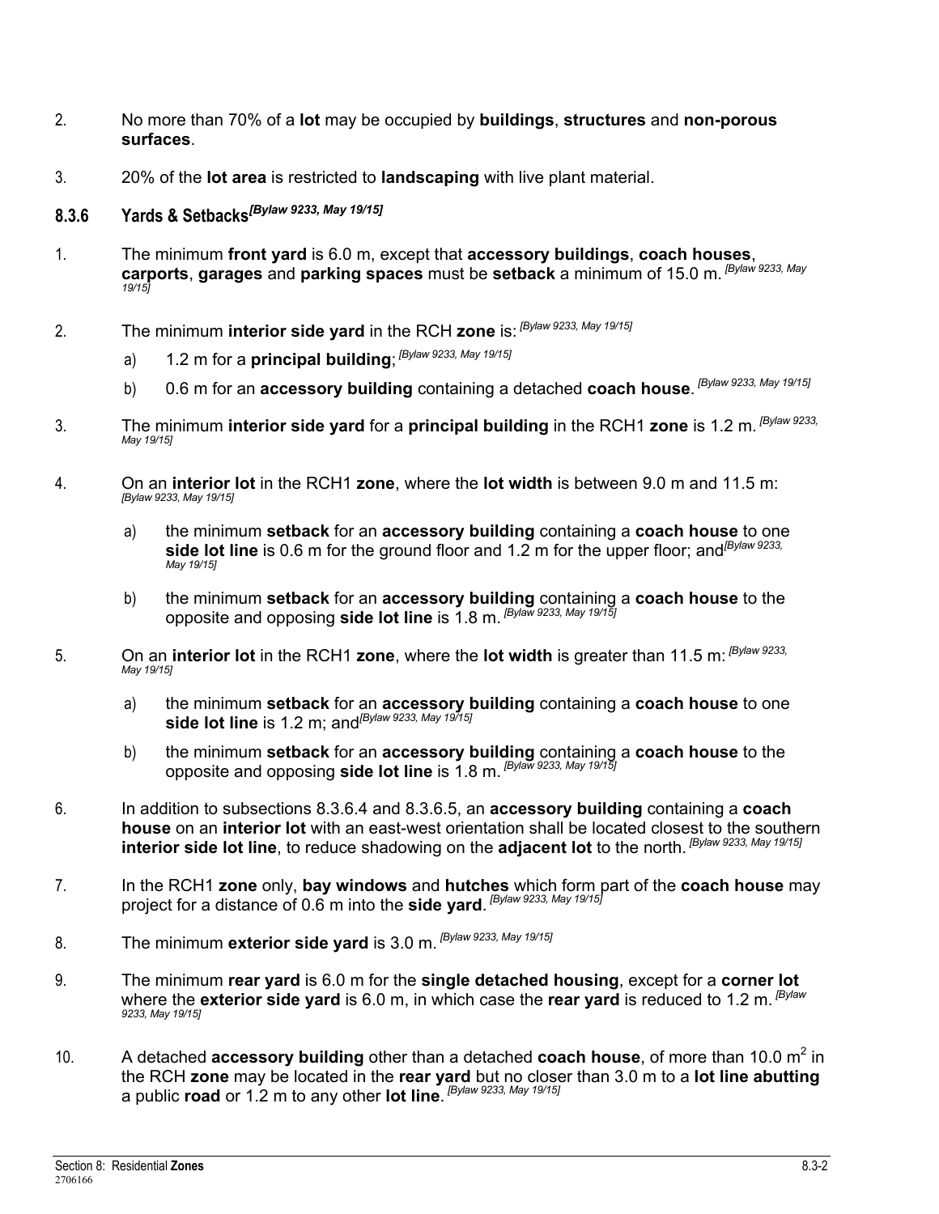2. No more than 70% of a **lot** may be occupied by **buildings**, **structures** and **non-porous surfaces**.

3. 20% of the **lot area** is restricted to **landscaping** with live plant material.

### 8.3.6 Yards & Setbacks *[Bylaw 9233, May 19/15]*

1. The minimum **front yard** is 6.0 m, except that **accessory buildings**, **coach houses**, **carports**, **garages** and **parking spaces** must be **setback** a minimum of 15.0 m. *[Bylaw 9233, May 19/15]*

2. The minimum **interior side yard** in the RCH **zone** is: *[Bylaw 9233, May 19/15]*

   a) 1.2 m for a **principal building**; *[Bylaw 9233, May 19/15]*

   b) 0.6 m for an **accessory building** containing a detached **coach house**. *[Bylaw 9233, May 19/15]*

3. The minimum **interior side yard** for a **principal building** in the RCH1 **zone** is 1.2 m. *[Bylaw 9233, May 19/15]*

4. On an **interior lot** in the RCH1 **zone**, where the **lot width** is between 9.0 m and 11.5 m: *[Bylaw 9233, May 19/15]*

   a) the minimum **setback** for an **accessory building** containing a **coach house** to one **side lot line** is 0.6 m for the ground floor and 1.2 m for the upper floor; and *[Bylaw 9233, May 19/15]*

   b) the minimum **setback** for an **accessory building** containing a **coach house** to the opposite and opposing **side lot line** is 1.8 m. *[Bylaw 9233, May 19/15]*

5. On an **interior lot** in the RCH1 **zone**, where the **lot width** is greater than 11.5 m: *[Bylaw 9233, May 19/15]*

   a) the minimum **setback** for an **accessory building** containing a **coach house** to one **side lot line** is 1.2 m; and *[Bylaw 9233, May 19/15]*

   b) the minimum **setback** for an **accessory building** containing a **coach house** to the opposite and opposing **side lot line** is 1.8 m. *[Bylaw 9233, May 19/15]*

6. In addition to subsections 8.3.6.4 and 8.3.6.5, an **accessory building** containing a **coach house** on an **interior lot** with an east-west orientation shall be located closest to the southern **interior side lot line**, to reduce shadowing on the **adjacent lot** to the north. *[Bylaw 9233, May 19/15]*

7. In the RCH1 **zone** only, **bay windows** and **hutches** which form part of the **coach house** may project for a distance of 0.6 m into the **side yard**. *[Bylaw 9233, May 19/15]*

8. The minimum **exterior side yard** is 3.0 m. *[Bylaw 9233, May 19/15]*

9. The minimum **rear yard** is 6.0 m for the **single detached housing**, except for a **corner lot** where the **exterior side yard** is 6.0 m, in which case the **rear yard** is reduced to 1.2 m. *[Bylaw 9233, May 19/15]*

10. A detached **accessory building** other than a detached **coach house**, of more than 10.0 $m^2$ in the RCH **zone** may be located in the **rear yard** but no closer than 3.0 m to a **lot line abutting** a public **road** or 1.2 m to any other **lot line**. *[Bylaw 9233, May 19/15]*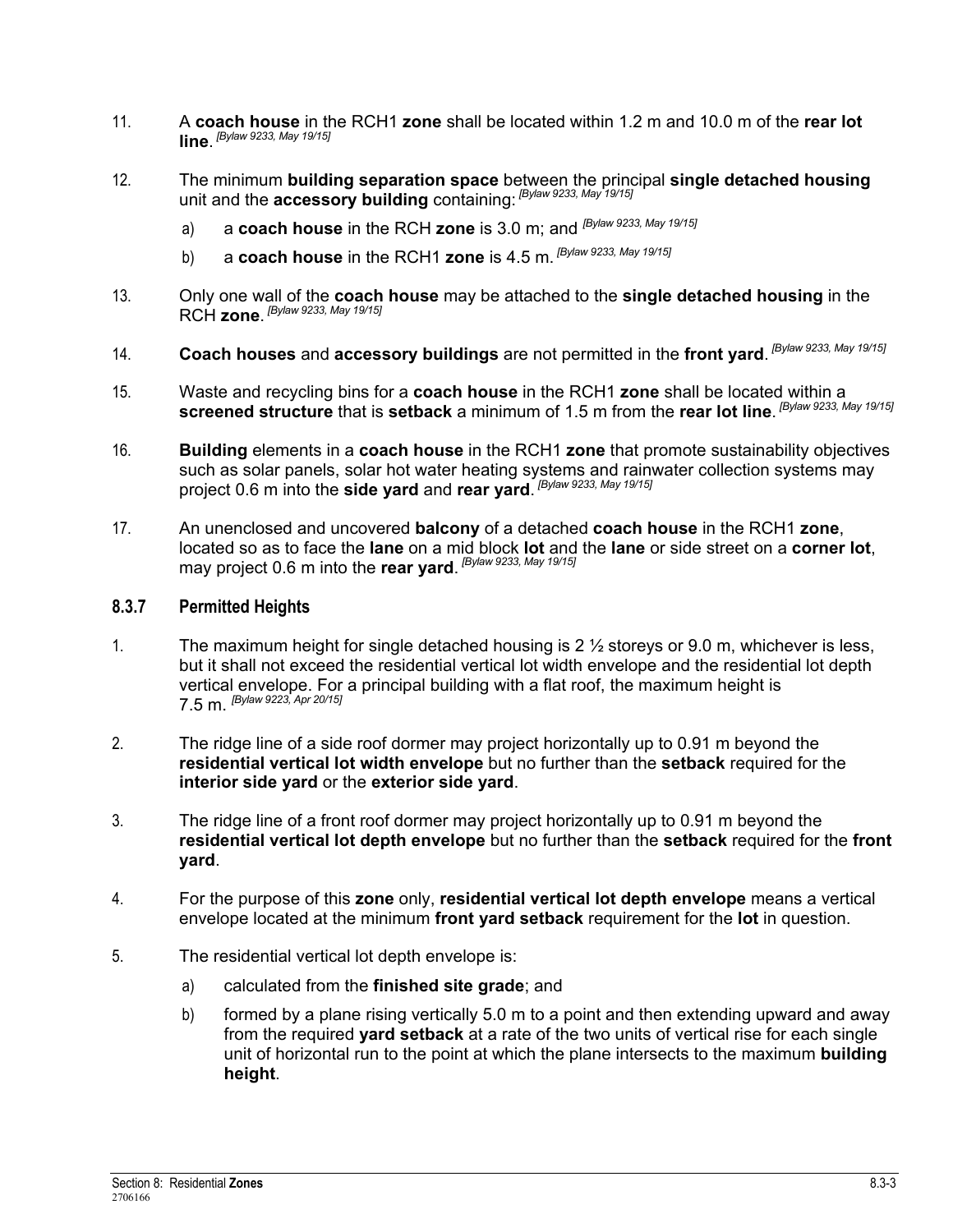11. A **coach house** in the RCH1 **zone** shall be located within 1.2 m and 10.0 m of the **rear lot line**. *[Bylaw 9233, May 19/15]*

12. The minimum **building separation space** between the principal **single detached housing** unit and the **accessory building** containing: *[Bylaw 9233, May 19/15]*

    a) a **coach house** in the RCH **zone** is 3.0 m; and *[Bylaw 9233, May 19/15]*

    b) a **coach house** in the RCH1 **zone** is 4.5 m. *[Bylaw 9233, May 19/15]*

13. Only one wall of the **coach house** may be attached to the **single detached housing** in the RCH **zone**. *[Bylaw 9233, May 19/15]*

14. **Coach houses** and **accessory buildings** are not permitted in the **front yard**. *[Bylaw 9233, May 19/15]*

15. Waste and recycling bins for a **coach house** in the RCH1 **zone** shall be located within a **screened structure** that is **setback** a minimum of 1.5 m from the **rear lot line**. *[Bylaw 9233, May 19/15]*

16. **Building** elements in a **coach house** in the RCH1 **zone** that promote sustainability objectives such as solar panels, solar hot water heating systems and rainwater collection systems may project 0.6 m into the **side yard** and **rear yard**. *[Bylaw 9233, May 19/15]*

17. An unenclosed and uncovered **balcony** of a detached **coach house** in the RCH1 **zone**, located so as to face the **lane** on a mid block **lot** and the **lane** or side street on a **corner lot**, may project 0.6 m into the **rear yard**. *[Bylaw 9233, May 19/15]*

### 8.3.7 Permitted Heights

1. The maximum height for single detached housing is 2 ½ storeys or 9.0 m, whichever is less, but it shall not exceed the residential vertical lot width envelope and the residential lot depth vertical envelope. For a principal building with a flat roof, the maximum height is 7.5 m. *[Bylaw 9223, Apr 20/15]*

2. The ridge line of a side roof dormer may project horizontally up to 0.91 m beyond the **residential vertical lot width envelope** but no further than the **setback** required for the **interior side yard** or the **exterior side yard**.

3. The ridge line of a front roof dormer may project horizontally up to 0.91 m beyond the **residential vertical lot depth envelope** but no further than the **setback** required for the **front yard**.

4. For the purpose of this **zone** only, **residential vertical lot depth envelope** means a vertical envelope located at the minimum **front yard setback** requirement for the **lot** in question.

5. The residential vertical lot depth envelope is:

    a) calculated from the **finished site grade**; and

    b) formed by a plane rising vertically 5.0 m to a point and then extending upward and away from the required **yard setback** at a rate of the two units of vertical rise for each single unit of horizontal run to the point at which the plane intersects to the maximum **building height**.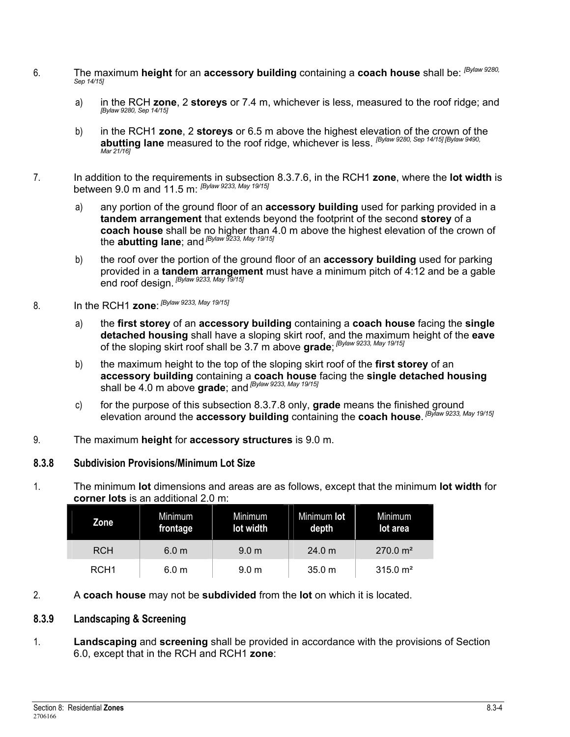6. The maximum **height** for an **accessory building** containing a **coach house** shall be: *[Bylaw 9280, Sep 14/15]*

   a) in the RCH **zone**, 2 **storeys** or 7.4 m, whichever is less, measured to the roof ridge; and *[Bylaw 9280, Sep 14/15]*

   b) in the RCH1 **zone**, 2 **storeys** or 6.5 m above the highest elevation of the crown of the **abutting lane** measured to the roof ridge, whichever is less. *[Bylaw 9280, Sep 14/15] [Bylaw 9490, Mar 21/16]*

7. In addition to the requirements in subsection 8.3.7.6, in the RCH1 **zone**, where the **lot width** is between 9.0 m and 11.5 m: *[Bylaw 9233, May 19/15]*

   a) any portion of the ground floor of an **accessory building** used for parking provided in a **tandem arrangement** that extends beyond the footprint of the second **storey** of a **coach house** shall be no higher than 4.0 m above the highest elevation of the crown of the **abutting lane**; and *[Bylaw 9233, May 19/15]*

   b) the roof over the portion of the ground floor of an **accessory building** used for parking provided in a **tandem arrangement** must have a minimum pitch of 4:12 and be a gable end roof design. *[Bylaw 9233, May 19/15]*

8. In the RCH1 **zone**: *[Bylaw 9233, May 19/15]*

   a) the **first storey** of an **accessory building** containing a **coach house** facing the **single detached housing** shall have a sloping skirt roof, and the maximum height of the **eave** of the sloping skirt roof shall be 3.7 m above **grade**; *[Bylaw 9233, May 19/15]*

   b) the maximum height to the top of the sloping skirt roof of the **first storey** of an **accessory building** containing a **coach house** facing the **single detached housing** shall be 4.0 m above **grade**; and *[Bylaw 9233, May 19/15]*

   c) for the purpose of this subsection 8.3.7.8 only, **grade** means the finished ground elevation around the **accessory building** containing the **coach house**. *[Bylaw 9233, May 19/15]*

9. The maximum **height** for **accessory structures** is 9.0 m.

### 8.3.8 Subdivision Provisions/Minimum Lot Size

1. The minimum **lot** dimensions and areas are as follows, except that the minimum **lot width** for **corner lots** is an additional 2.0 m:

| Zone | Minimum frontage | Minimum lot width | Minimum lot depth | Minimum lot area |
|---|---|---|---|---|
| RCH | 6.0 m | 9.0 m | 24.0 m | 270.0 m² |
| RCH1 | 6.0 m | 9.0 m | 35.0 m | 315.0 m² |

2. A **coach house** may not be **subdivided** from the **lot** on which it is located.

### 8.3.9 Landscaping & Screening

1. **Landscaping** and **screening** shall be provided in accordance with the provisions of Section 6.0, except that in the RCH and RCH1 **zone**: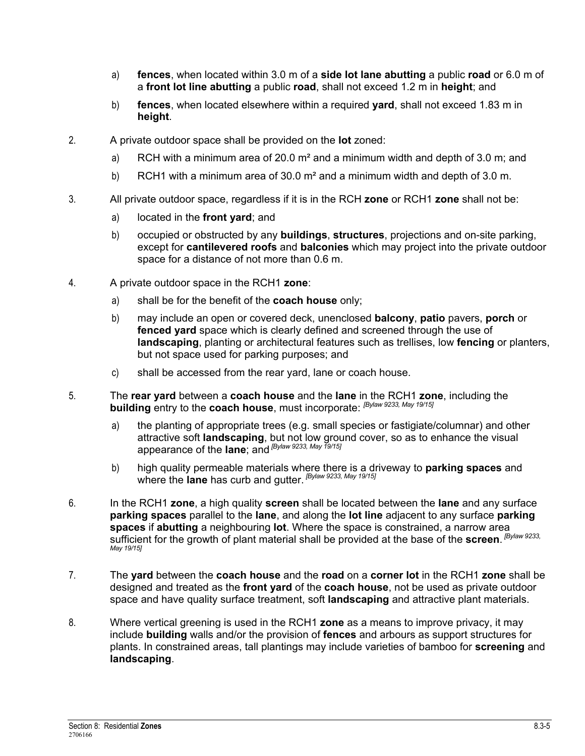a) **fences**, when located within 3.0 m of a **side lot lane abutting** a public **road** or 6.0 m of a **front lot line abutting** a public **road**, shall not exceed 1.2 m in **height**; and

b) **fences**, when located elsewhere within a required **yard**, shall not exceed 1.83 m in **height**.

2. A private outdoor space shall be provided on the **lot** zoned:

   a) RCH with a minimum area of 20.0 m² and a minimum width and depth of 3.0 m; and

   b) RCH1 with a minimum area of 30.0 m² and a minimum width and depth of 3.0 m.

3. All private outdoor space, regardless if it is in the RCH **zone** or RCH1 **zone** shall not be:

   a) located in the **front yard**; and

   b) occupied or obstructed by any **buildings**, **structures**, projections and on-site parking, except for **cantilevered roofs** and **balconies** which may project into the private outdoor space for a distance of not more than 0.6 m.

4. A private outdoor space in the RCH1 **zone**:

   a) shall be for the benefit of the **coach house** only;

   b) may include an open or covered deck, unenclosed **balcony**, **patio** pavers, **porch** or **fenced yard** space which is clearly defined and screened through the use of **landscaping**, planting or architectural features such as trellises, low **fencing** or planters, but not space used for parking purposes; and

   c) shall be accessed from the rear yard, lane or coach house.

5. The **rear yard** between a **coach house** and the **lane** in the RCH1 **zone**, including the **building** entry to the **coach house**, must incorporate: *[Bylaw 9233, May 19/15]*

   a) the planting of appropriate trees (e.g. small species or fastigiate/columnar) and other attractive soft **landscaping**, but not low ground cover, so as to enhance the visual appearance of the **lane**; and *[Bylaw 9233, May 19/15]*

   b) high quality permeable materials where there is a driveway to **parking spaces** and where the **lane** has curb and gutter. *[Bylaw 9233, May 19/15]*

6. In the RCH1 **zone**, a high quality **screen** shall be located between the **lane** and any surface **parking spaces** parallel to the **lane**, and along the **lot line** adjacent to any surface **parking spaces** if **abutting** a neighbouring **lot**. Where the space is constrained, a narrow area sufficient for the growth of plant material shall be provided at the base of the **screen**. *[Bylaw 9233, May 19/15]*

7. The **yard** between the **coach house** and the **road** on a **corner lot** in the RCH1 **zone** shall be designed and treated as the **front yard** of the **coach house**, not be used as private outdoor space and have quality surface treatment, soft **landscaping** and attractive plant materials.

8. Where vertical greening is used in the RCH1 **zone** as a means to improve privacy, it may include **building** walls and/or the provision of **fences** and arbours as support structures for plants. In constrained areas, tall plantings may include varieties of bamboo for **screening** and **landscaping**.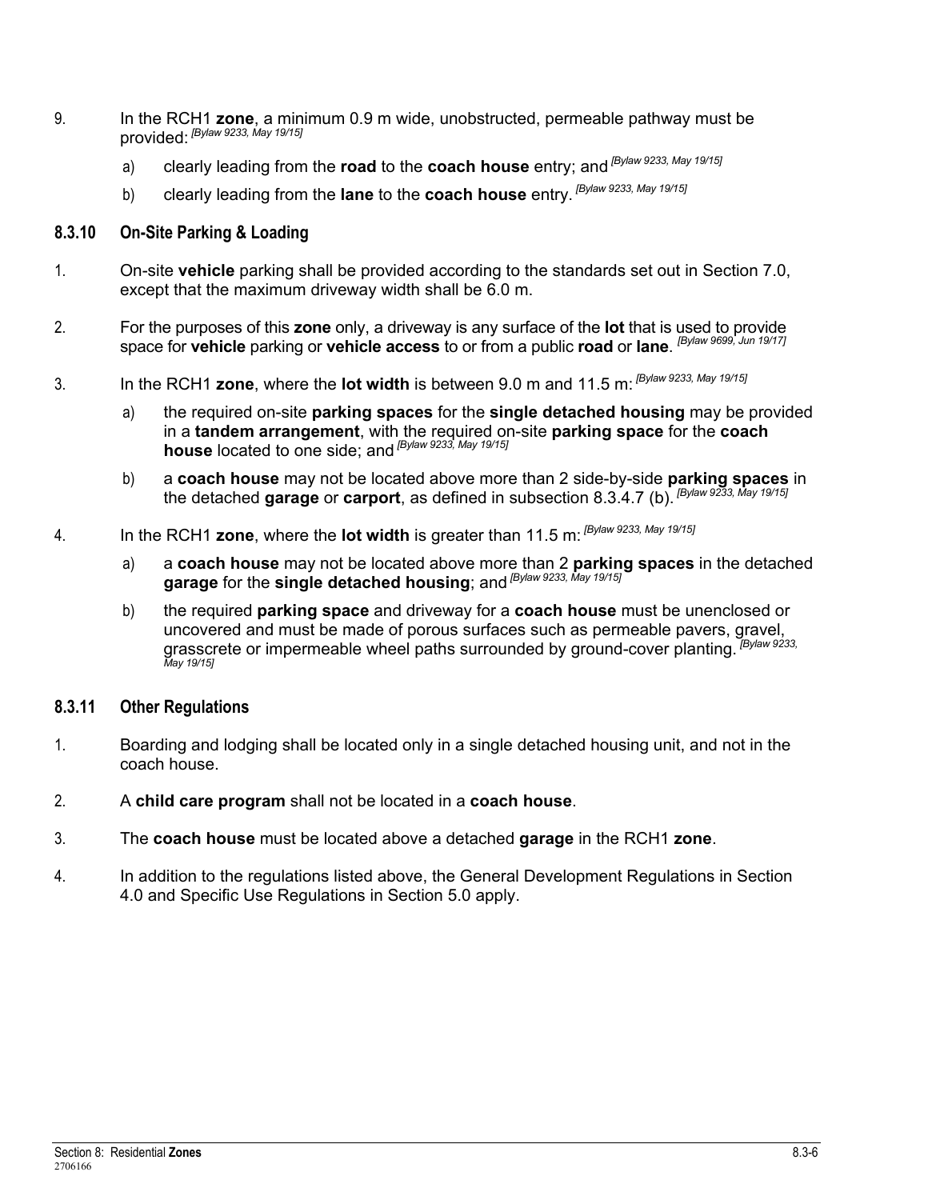9. In the RCH1 **zone**, a minimum 0.9 m wide, unobstructed, permeable pathway must be provided: *[Bylaw 9233, May 19/15]*

   a) clearly leading from the **road** to the **coach house** entry; and *[Bylaw 9233, May 19/15]*

   b) clearly leading from the **lane** to the **coach house** entry. *[Bylaw 9233, May 19/15]*

### 8.3.10 On-Site Parking & Loading

1. On-site **vehicle** parking shall be provided according to the standards set out in Section 7.0, except that the maximum driveway width shall be 6.0 m.

2. For the purposes of this **zone** only, a driveway is any surface of the **lot** that is used to provide space for **vehicle** parking or **vehicle access** to or from a public **road** or **lane**. *[Bylaw 9699, Jun 19/17]*

3. In the RCH1 **zone**, where the **lot width** is between 9.0 m and 11.5 m: *[Bylaw 9233, May 19/15]*

   a) the required on-site **parking spaces** for the **single detached housing** may be provided in a **tandem arrangement**, with the required on-site **parking space** for the **coach house** located to one side; and *[Bylaw 9233, May 19/15]*

   b) a **coach house** may not be located above more than 2 side-by-side **parking spaces** in the detached **garage** or **carport**, as defined in subsection 8.3.4.7 (b). *[Bylaw 9233, May 19/15]*

4. In the RCH1 **zone**, where the **lot width** is greater than 11.5 m: *[Bylaw 9233, May 19/15]*

   a) a **coach house** may not be located above more than 2 **parking spaces** in the detached **garage** for the **single detached housing**; and *[Bylaw 9233, May 19/15]*

   b) the required **parking space** and driveway for a **coach house** must be unenclosed or uncovered and must be made of porous surfaces such as permeable pavers, gravel, grasscrete or impermeable wheel paths surrounded by ground-cover planting. *[Bylaw 9233, May 19/15]*

### 8.3.11 Other Regulations

1. Boarding and lodging shall be located only in a single detached housing unit, and not in the coach house.

2. A **child care program** shall not be located in a **coach house**.

3. The **coach house** must be located above a detached **garage** in the RCH1 **zone**.

4. In addition to the regulations listed above, the General Development Regulations in Section 4.0 and Specific Use Regulations in Section 5.0 apply.